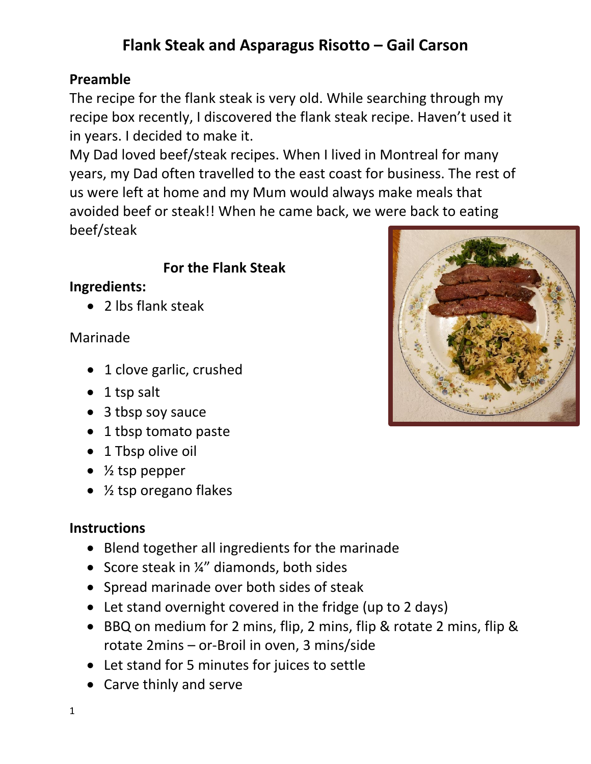# Flank Steak and Asparagus Risotto – Gail Carson

## Preamble

The recipe for the flank steak is very old. While searching through my recipe box recently, I discovered the flank steak recipe. Haven't used it in years. I decided to make it.

My Dad loved beef/steak recipes. When I lived in Montreal for many years, my Dad often travelled to the east coast for business. The rest of us were left at home and my Mum would always make meals that avoided beef or steak!! When he came back, we were back to eating beef/steak

### For the Flank Steak

**Ingredients:**

- 2 lbs flank steak

Marinade

- 1 clove garlic, crushed
- 1 tsp salt
- 3 tbsp soy sauce
- 1 tbsp tomato paste
- 1 Tbsp olive oil
- ½ tsp pepper
- ½ tsp oregano flakes

**Instructions**

- Blend together all ingredients for the marinade
- Score steak in ¼" diamonds, both sides
- Spread marinade over both sides of steak
- Let stand overnight covered in the fridge (up to 2 days)
- BBQ on medium for 2 mins, flip, 2 mins, flip & rotate 2 mins, flip & rotate 2mins – or-Broil in oven, 3 mins/side
- Let stand for 5 minutes for juices to settle
- Carve thinly and serve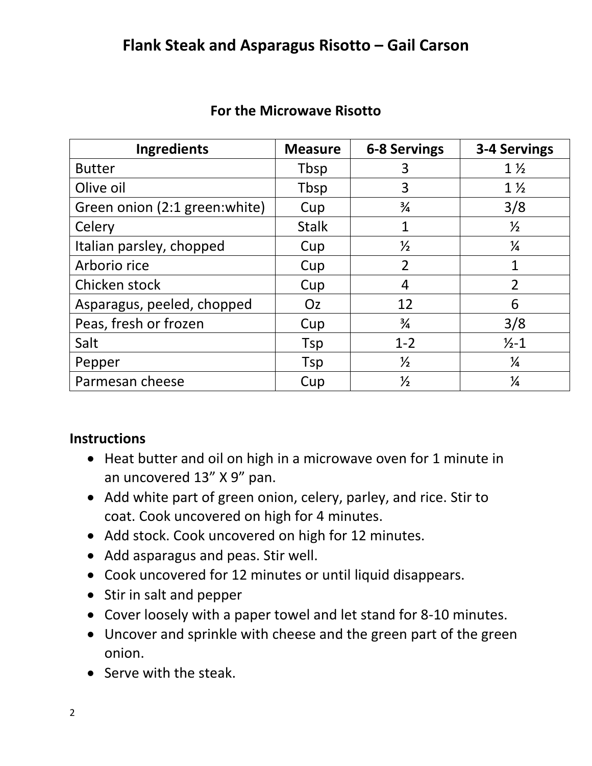# Flank Steak and Asparagus Risotto – Gail Carson

## For the Microwave Risotto

| Ingredients | Measure | 6-8 Servings | 3-4 Servings |
|---|---|---|---|
| Butter | Tbsp | 3 | 1 ½ |
| Olive oil | Tbsp | 3 | 1 ½ |
| Green onion (2:1 green:white) | Cup | ¾ | 3/8 |
| Celery | Stalk | 1 | ½ |
| Italian parsley, chopped | Cup | ½ | ¼ |
| Arborio rice | Cup | 2 | 1 |
| Chicken stock | Cup | 4 | 2 |
| Asparagus, peeled, chopped | Oz | 12 | 6 |
| Peas, fresh or frozen | Cup | ¾ | 3/8 |
| Salt | Tsp | 1-2 | ½-1 |
| Pepper | Tsp | ½ | ¼ |
| Parmesan cheese | Cup | ½ | ¼ |

### Instructions

- Heat butter and oil on high in a microwave oven for 1 minute in an uncovered 13” X 9” pan.
- Add white part of green onion, celery, parley, and rice. Stir to coat. Cook uncovered on high for 4 minutes.
- Add stock. Cook uncovered on high for 12 minutes.
- Add asparagus and peas. Stir well.
- Cook uncovered for 12 minutes or until liquid disappears.
- Stir in salt and pepper
- Cover loosely with a paper towel and let stand for 8-10 minutes.
- Uncover and sprinkle with cheese and the green part of the green onion.
- Serve with the steak.